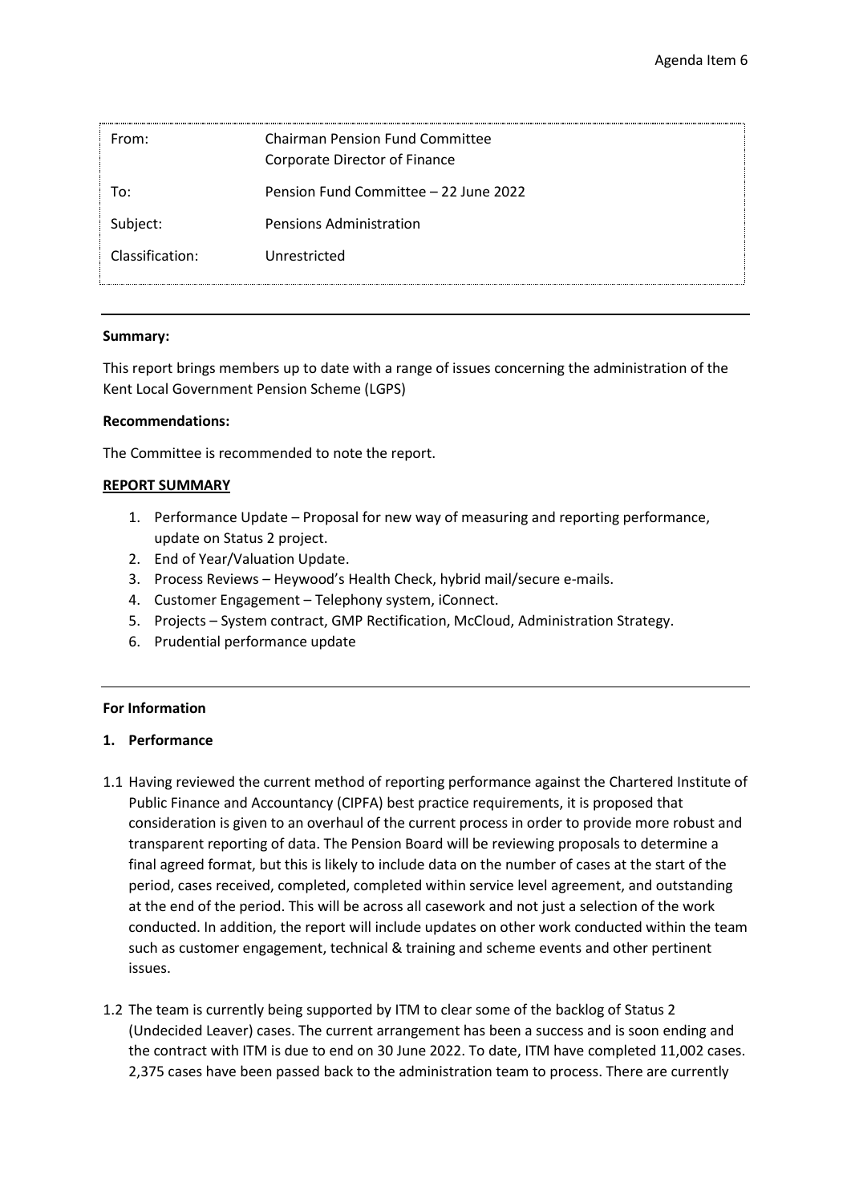Agenda Item 6

| From: | Chairman Pension Fund Committee<br>Corporate Director of Finance |
|---|---|
| To: | Pension Fund Committee – 22 June 2022 |
| Subject: | Pensions Administration |
| Classification: | Unrestricted |

**Summary:**

This report brings members up to date with a range of issues concerning the administration of the Kent Local Government Pension Scheme (LGPS)

**Recommendations:**

The Committee is recommended to note the report.

**REPORT SUMMARY**

1. Performance Update – Proposal for new way of measuring and reporting performance, update on Status 2 project.
2. End of Year/Valuation Update.
3. Process Reviews – Heywood's Health Check, hybrid mail/secure e-mails.
4. Customer Engagement – Telephony system, iConnect.
5. Projects – System contract, GMP Rectification, McCloud, Administration Strategy.
6. Prudential performance update

**For Information**

**1. Performance**

1.1 Having reviewed the current method of reporting performance against the Chartered Institute of Public Finance and Accountancy (CIPFA) best practice requirements, it is proposed that consideration is given to an overhaul of the current process in order to provide more robust and transparent reporting of data. The Pension Board will be reviewing proposals to determine a final agreed format, but this is likely to include data on the number of cases at the start of the period, cases received, completed, completed within service level agreement, and outstanding at the end of the period. This will be across all casework and not just a selection of the work conducted. In addition, the report will include updates on other work conducted within the team such as customer engagement, technical & training and scheme events and other pertinent issues.

1.2 The team is currently being supported by ITM to clear some of the backlog of Status 2 (Undecided Leaver) cases. The current arrangement has been a success and is soon ending and the contract with ITM is due to end on 30 June 2022. To date, ITM have completed 11,002 cases. 2,375 cases have been passed back to the administration team to process. There are currently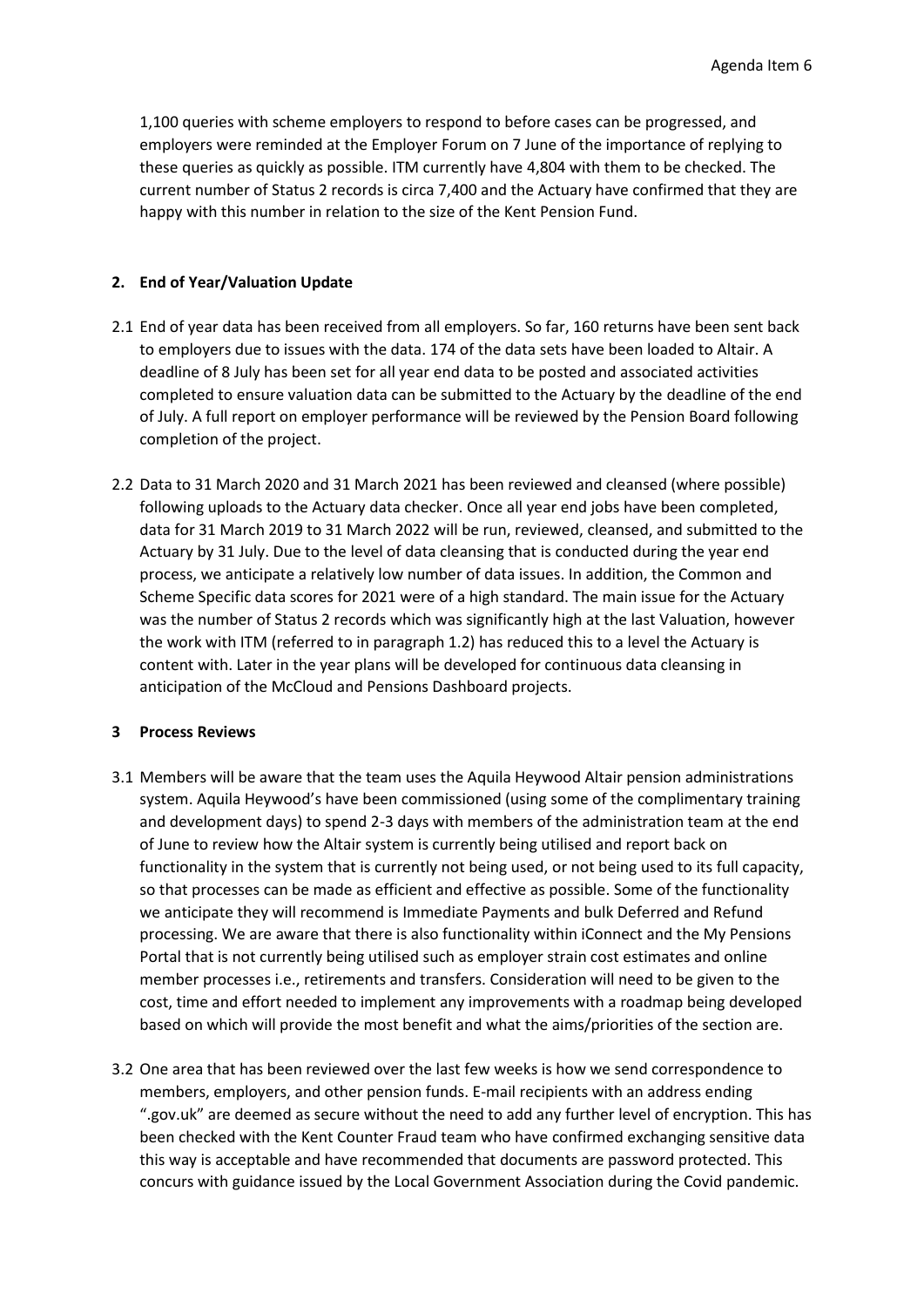1,100 queries with scheme employers to respond to before cases can be progressed, and employers were reminded at the Employer Forum on 7 June of the importance of replying to these queries as quickly as possible. ITM currently have 4,804 with them to be checked. The current number of Status 2 records is circa 7,400 and the Actuary have confirmed that they are happy with this number in relation to the size of the Kent Pension Fund.

## 2. End of Year/Valuation Update

2.1 End of year data has been received from all employers. So far, 160 returns have been sent back to employers due to issues with the data. 174 of the data sets have been loaded to Altair. A deadline of 8 July has been set for all year end data to be posted and associated activities completed to ensure valuation data can be submitted to the Actuary by the deadline of the end of July. A full report on employer performance will be reviewed by the Pension Board following completion of the project.

2.2 Data to 31 March 2020 and 31 March 2021 has been reviewed and cleansed (where possible) following uploads to the Actuary data checker. Once all year end jobs have been completed, data for 31 March 2019 to 31 March 2022 will be run, reviewed, cleansed, and submitted to the Actuary by 31 July. Due to the level of data cleansing that is conducted during the year end process, we anticipate a relatively low number of data issues. In addition, the Common and Scheme Specific data scores for 2021 were of a high standard. The main issue for the Actuary was the number of Status 2 records which was significantly high at the last Valuation, however the work with ITM (referred to in paragraph 1.2) has reduced this to a level the Actuary is content with. Later in the year plans will be developed for continuous data cleansing in anticipation of the McCloud and Pensions Dashboard projects.

## 3 Process Reviews

3.1 Members will be aware that the team uses the Aquila Heywood Altair pension administrations system. Aquila Heywood's have been commissioned (using some of the complimentary training and development days) to spend 2-3 days with members of the administration team at the end of June to review how the Altair system is currently being utilised and report back on functionality in the system that is currently not being used, or not being used to its full capacity, so that processes can be made as efficient and effective as possible. Some of the functionality we anticipate they will recommend is Immediate Payments and bulk Deferred and Refund processing. We are aware that there is also functionality within iConnect and the My Pensions Portal that is not currently being utilised such as employer strain cost estimates and online member processes i.e., retirements and transfers. Consideration will need to be given to the cost, time and effort needed to implement any improvements with a roadmap being developed based on which will provide the most benefit and what the aims/priorities of the section are.

3.2 One area that has been reviewed over the last few weeks is how we send correspondence to members, employers, and other pension funds. E-mail recipients with an address ending ".gov.uk" are deemed as secure without the need to add any further level of encryption. This has been checked with the Kent Counter Fraud team who have confirmed exchanging sensitive data this way is acceptable and have recommended that documents are password protected. This concurs with guidance issued by the Local Government Association during the Covid pandemic.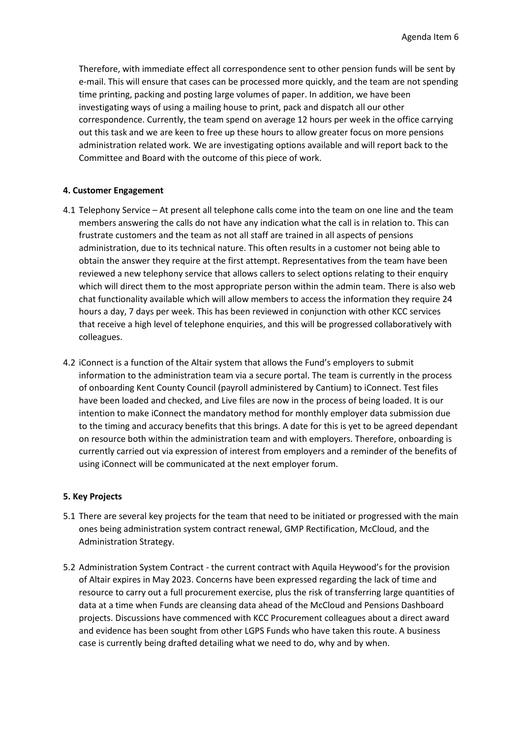Therefore, with immediate effect all correspondence sent to other pension funds will be sent by e-mail. This will ensure that cases can be processed more quickly, and the team are not spending time printing, packing and posting large volumes of paper. In addition, we have been investigating ways of using a mailing house to print, pack and dispatch all our other correspondence. Currently, the team spend on average 12 hours per week in the office carrying out this task and we are keen to free up these hours to allow greater focus on more pensions administration related work. We are investigating options available and will report back to the Committee and Board with the outcome of this piece of work.

**4. Customer Engagement**

4.1 Telephony Service – At present all telephone calls come into the team on one line and the team members answering the calls do not have any indication what the call is in relation to. This can frustrate customers and the team as not all staff are trained in all aspects of pensions administration, due to its technical nature. This often results in a customer not being able to obtain the answer they require at the first attempt. Representatives from the team have been reviewed a new telephony service that allows callers to select options relating to their enquiry which will direct them to the most appropriate person within the admin team. There is also web chat functionality available which will allow members to access the information they require 24 hours a day, 7 days per week. This has been reviewed in conjunction with other KCC services that receive a high level of telephone enquiries, and this will be progressed collaboratively with colleagues.

4.2 iConnect is a function of the Altair system that allows the Fund's employers to submit information to the administration team via a secure portal. The team is currently in the process of onboarding Kent County Council (payroll administered by Cantium) to iConnect. Test files have been loaded and checked, and Live files are now in the process of being loaded. It is our intention to make iConnect the mandatory method for monthly employer data submission due to the timing and accuracy benefits that this brings. A date for this is yet to be agreed dependant on resource both within the administration team and with employers. Therefore, onboarding is currently carried out via expression of interest from employers and a reminder of the benefits of using iConnect will be communicated at the next employer forum.

**5. Key Projects**

5.1 There are several key projects for the team that need to be initiated or progressed with the main ones being administration system contract renewal, GMP Rectification, McCloud, and the Administration Strategy.

5.2 Administration System Contract - the current contract with Aquila Heywood's for the provision of Altair expires in May 2023. Concerns have been expressed regarding the lack of time and resource to carry out a full procurement exercise, plus the risk of transferring large quantities of data at a time when Funds are cleansing data ahead of the McCloud and Pensions Dashboard projects. Discussions have commenced with KCC Procurement colleagues about a direct award and evidence has been sought from other LGPS Funds who have taken this route. A business case is currently being drafted detailing what we need to do, why and by when.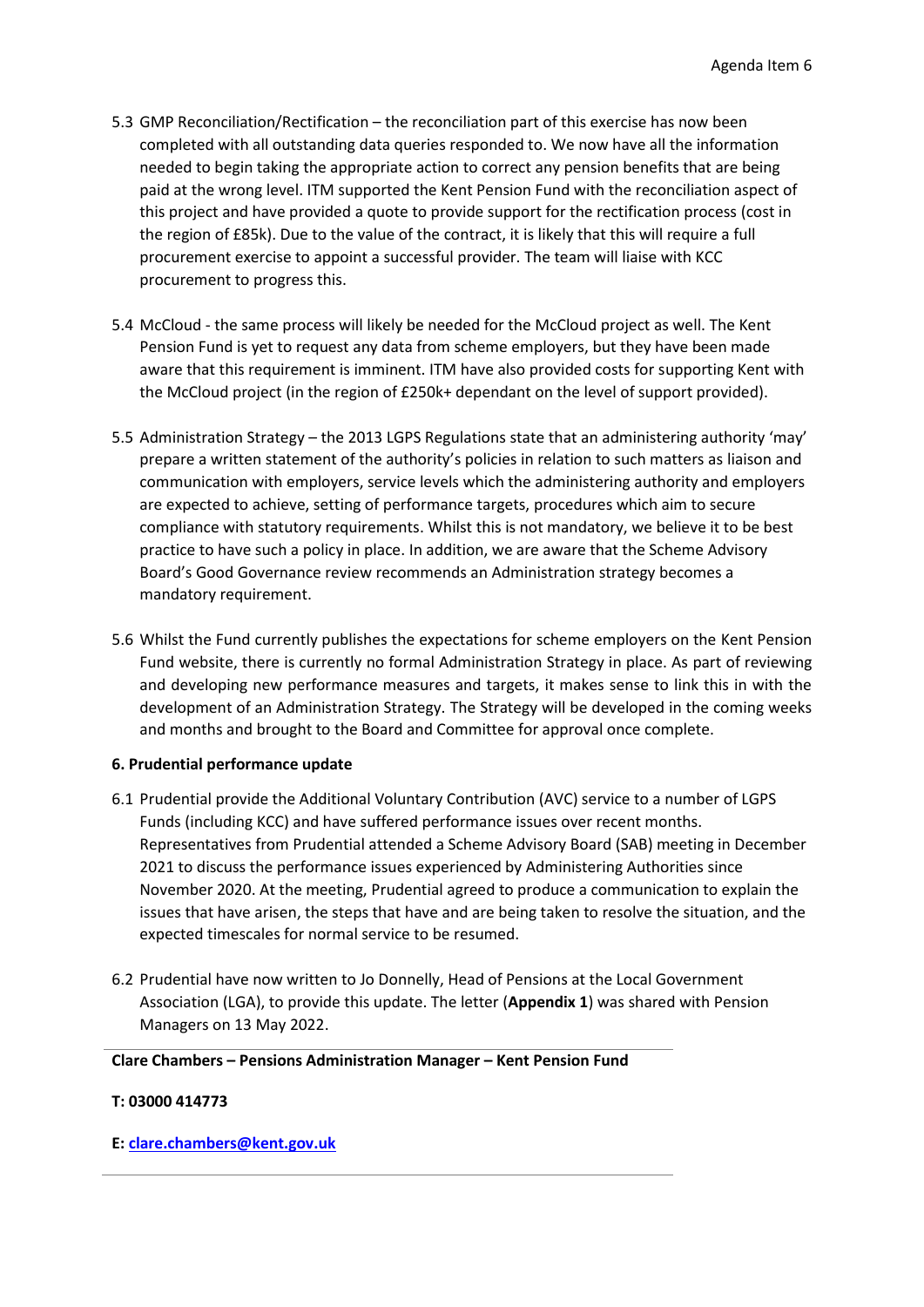5.3 GMP Reconciliation/Rectification – the reconciliation part of this exercise has now been completed with all outstanding data queries responded to. We now have all the information needed to begin taking the appropriate action to correct any pension benefits that are being paid at the wrong level. ITM supported the Kent Pension Fund with the reconciliation aspect of this project and have provided a quote to provide support for the rectification process (cost in the region of £85k). Due to the value of the contract, it is likely that this will require a full procurement exercise to appoint a successful provider. The team will liaise with KCC procurement to progress this.

5.4 McCloud - the same process will likely be needed for the McCloud project as well. The Kent Pension Fund is yet to request any data from scheme employers, but they have been made aware that this requirement is imminent. ITM have also provided costs for supporting Kent with the McCloud project (in the region of £250k+ dependant on the level of support provided).

5.5 Administration Strategy – the 2013 LGPS Regulations state that an administering authority 'may' prepare a written statement of the authority's policies in relation to such matters as liaison and communication with employers, service levels which the administering authority and employers are expected to achieve, setting of performance targets, procedures which aim to secure compliance with statutory requirements. Whilst this is not mandatory, we believe it to be best practice to have such a policy in place. In addition, we are aware that the Scheme Advisory Board's Good Governance review recommends an Administration strategy becomes a mandatory requirement.

5.6 Whilst the Fund currently publishes the expectations for scheme employers on the Kent Pension Fund website, there is currently no formal Administration Strategy in place. As part of reviewing and developing new performance measures and targets, it makes sense to link this in with the development of an Administration Strategy. The Strategy will be developed in the coming weeks and months and brought to the Board and Committee for approval once complete.

**6. Prudential performance update**

6.1 Prudential provide the Additional Voluntary Contribution (AVC) service to a number of LGPS Funds (including KCC) and have suffered performance issues over recent months. Representatives from Prudential attended a Scheme Advisory Board (SAB) meeting in December 2021 to discuss the performance issues experienced by Administering Authorities since November 2020. At the meeting, Prudential agreed to produce a communication to explain the issues that have arisen, the steps that have and are being taken to resolve the situation, and the expected timescales for normal service to be resumed.

6.2 Prudential have now written to Jo Donnelly, Head of Pensions at the Local Government Association (LGA), to provide this update. The letter (**Appendix 1**) was shared with Pension Managers on 13 May 2022.

---

**Clare Chambers – Pensions Administration Manager – Kent Pension Fund**

**T: 03000 414773**

**E: clare.chambers@kent.gov.uk**

---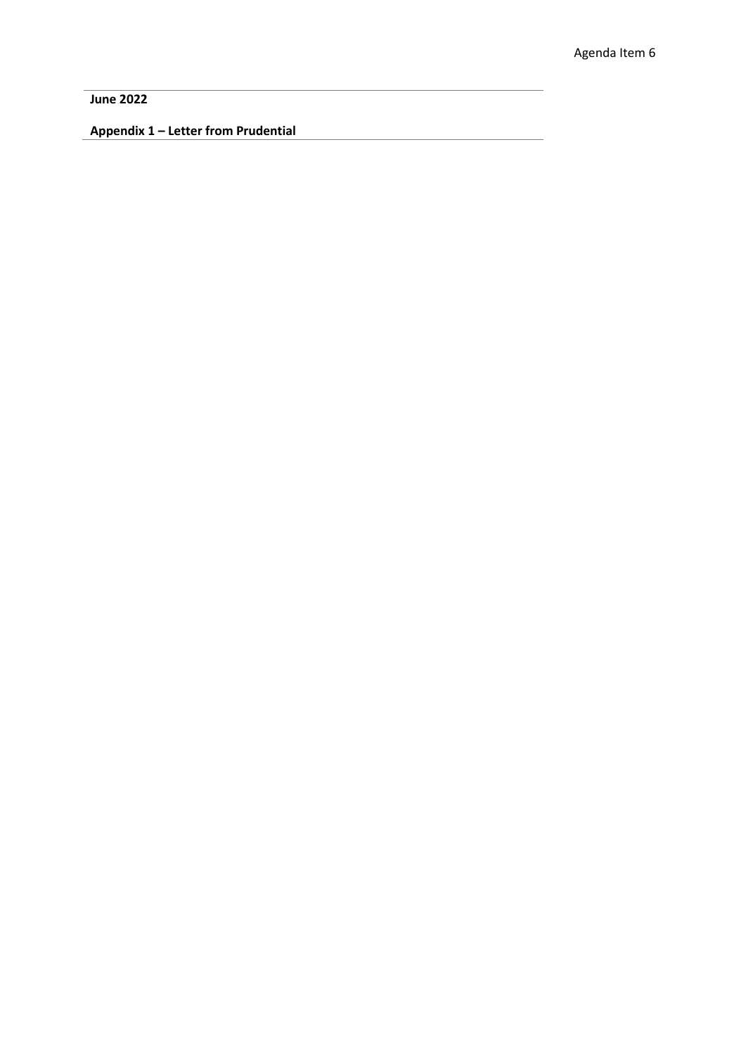Agenda Item 6

**June 2022**

**Appendix 1 – Letter from Prudential**